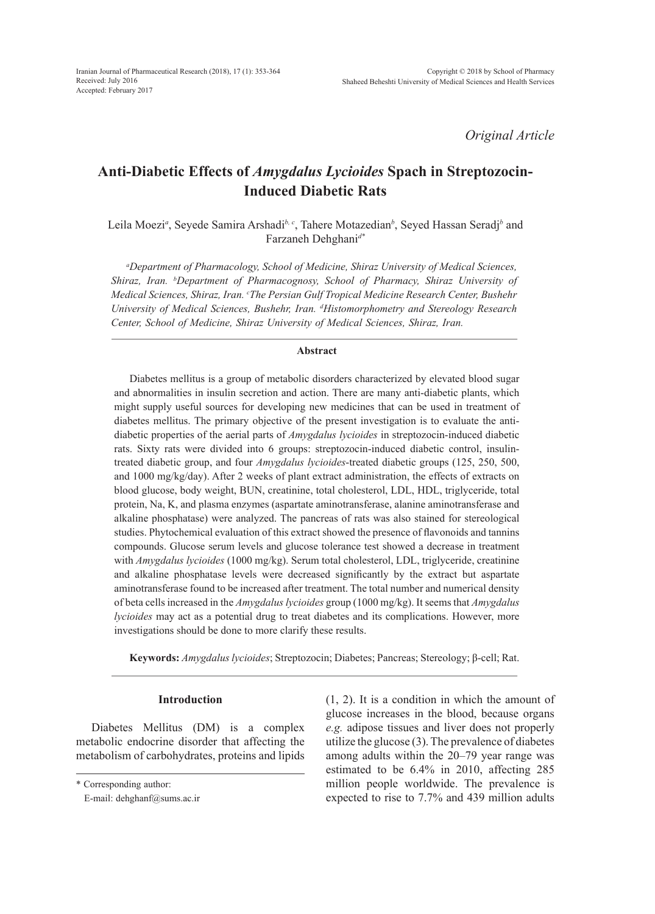*Original Article*

# Anti-Diabetic Effects of *Amygdalus Lycioides* Spach in Streptozocin-Induced Diabetic Rats

Leila Moezi[a], Seyede Samira Arshadi[b, c], Tahere Motazedian[b], Seyed Hassan Seradj[b] and Farzaneh Dehghani[d*]

[a]*Department of Pharmacology, School of Medicine, Shiraz University of Medical Sciences, Shiraz, Iran.* [b]*Department of Pharmacognosy, School of Pharmacy, Shiraz University of Medical Sciences, Shiraz, Iran.* [c]*The Persian Gulf Tropical Medicine Research Center, Bushehr University of Medical Sciences, Bushehr, Iran.* [d]*Histomorphometry and Stereology Research Center, School of Medicine, Shiraz University of Medical Sciences, Shiraz, Iran.*

### Abstract

Diabetes mellitus is a group of metabolic disorders characterized by elevated blood sugar and abnormalities in insulin secretion and action. There are many anti-diabetic plants, which might supply useful sources for developing new medicines that can be used in treatment of diabetes mellitus. The primary objective of the present investigation is to evaluate the anti-diabetic properties of the aerial parts of *Amygdalus lycioides* in streptozocin-induced diabetic rats. Sixty rats were divided into 6 groups: streptozocin-induced diabetic control, insulin-treated diabetic group, and four *Amygdalus lycioides*-treated diabetic groups (125, 250, 500, and 1000 mg/kg/day). After 2 weeks of plant extract administration, the effects of extracts on blood glucose, body weight, BUN, creatinine, total cholesterol, LDL, HDL, triglyceride, total protein, Na, K, and plasma enzymes (aspartate aminotransferase, alanine aminotransferase and alkaline phosphatase) were analyzed. The pancreas of rats was also stained for stereological studies. Phytochemical evaluation of this extract showed the presence of flavonoids and tannins compounds. Glucose serum levels and glucose tolerance test showed a decrease in treatment with *Amygdalus lycioides* (1000 mg/kg). Serum total cholesterol, LDL, triglyceride, creatinine and alkaline phosphatase levels were decreased significantly by the extract but aspartate aminotransferase found to be increased after treatment. The total number and numerical density of beta cells increased in the *Amygdalus lycioides* group (1000 mg/kg). It seems that *Amygdalus lycioides* may act as a potential drug to treat diabetes and its complications. However, more investigations should be done to more clarify these results.

**Keywords:** *Amygdalus lycioides*; Streptozocin; Diabetes; Pancreas; Stereology; β-cell; Rat.

## Introduction

Diabetes Mellitus (DM) is a complex metabolic endocrine disorder that affecting the metabolism of carbohydrates, proteins and lipids (1, 2). It is a condition in which the amount of glucose increases in the blood, because organs *e.g.* adipose tissues and liver does not properly utilize the glucose (3). The prevalence of diabetes among adults within the 20–79 year range was estimated to be 6.4% in 2010, affecting 285 million people worldwide. The prevalence is expected to rise to 7.7% and 439 million adults

\* Corresponding author:
E-mail: dehghanf@sums.ac.ir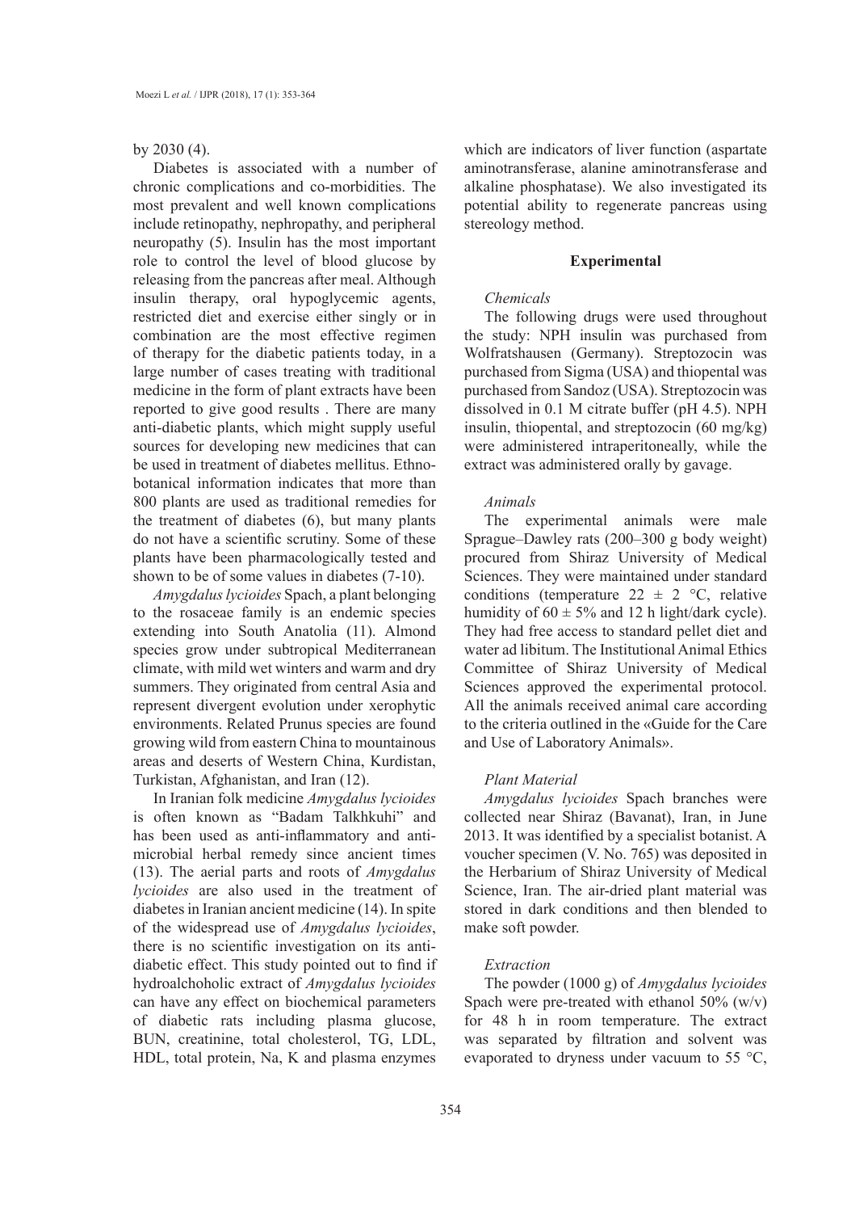by 2030 (4).

Diabetes is associated with a number of chronic complications and co-morbidities. The most prevalent and well known complications include retinopathy, nephropathy, and peripheral neuropathy (5). Insulin has the most important role to control the level of blood glucose by releasing from the pancreas after meal. Although insulin therapy, oral hypoglycemic agents, restricted diet and exercise either singly or in combination are the most effective regimen of therapy for the diabetic patients today, in a large number of cases treating with traditional medicine in the form of plant extracts have been reported to give good results . There are many anti-diabetic plants, which might supply useful sources for developing new medicines that can be used in treatment of diabetes mellitus. Ethno-botanical information indicates that more than 800 plants are used as traditional remedies for the treatment of diabetes (6), but many plants do not have a scientific scrutiny. Some of these plants have been pharmacologically tested and shown to be of some values in diabetes (7-10).

*Amygdalus lycioides* Spach, a plant belonging to the rosaceae family is an endemic species extending into South Anatolia (11). Almond species grow under subtropical Mediterranean climate, with mild wet winters and warm and dry summers. They originated from central Asia and represent divergent evolution under xerophytic environments. Related Prunus species are found growing wild from eastern China to mountainous areas and deserts of Western China, Kurdistan, Turkistan, Afghanistan, and Iran (12).

In Iranian folk medicine *Amygdalus lycioides* is often known as "Badam Talkhkuhi" and has been used as anti-inflammatory and anti-microbial herbal remedy since ancient times (13). The aerial parts and roots of *Amygdalus lycioides* are also used in the treatment of diabetes in Iranian ancient medicine (14). In spite of the widespread use of *Amygdalus lycioides*, there is no scientific investigation on its anti-diabetic effect. This study pointed out to find if hydroalchoholic extract of *Amygdalus lycioides* can have any effect on biochemical parameters of diabetic rats including plasma glucose, BUN, creatinine, total cholesterol, TG, LDL, HDL, total protein, Na, K and plasma enzymes which are indicators of liver function (aspartate aminotransferase, alanine aminotransferase and alkaline phosphatase). We also investigated its potential ability to regenerate pancreas using stereology method.

## Experimental

### *Chemicals*

The following drugs were used throughout the study: NPH insulin was purchased from Wolfratshausen (Germany). Streptozocin was purchased from Sigma (USA) and thiopental was purchased from Sandoz (USA). Streptozocin was dissolved in 0.1 M citrate buffer (pH 4.5). NPH insulin, thiopental, and streptozocin (60 mg/kg) were administered intraperitoneally, while the extract was administered orally by gavage.

### *Animals*

The experimental animals were male Sprague–Dawley rats (200–300 g body weight) procured from Shiraz University of Medical Sciences. They were maintained under standard conditions (temperature 22 ± 2 °C, relative humidity of 60 ± 5% and 12 h light/dark cycle). They had free access to standard pellet diet and water ad libitum. The Institutional Animal Ethics Committee of Shiraz University of Medical Sciences approved the experimental protocol. All the animals received animal care according to the criteria outlined in the «Guide for the Care and Use of Laboratory Animals».

### *Plant Material*

*Amygdalus lycioides* Spach branches were collected near Shiraz (Bavanat), Iran, in June 2013. It was identified by a specialist botanist. A voucher specimen (V. No. 765) was deposited in the Herbarium of Shiraz University of Medical Science, Iran. The air-dried plant material was stored in dark conditions and then blended to make soft powder.

### *Extraction*

The powder (1000 g) of *Amygdalus lycioides* Spach were pre-treated with ethanol 50% (w/v) for 48 h in room temperature. The extract was separated by filtration and solvent was evaporated to dryness under vacuum to 55 °C,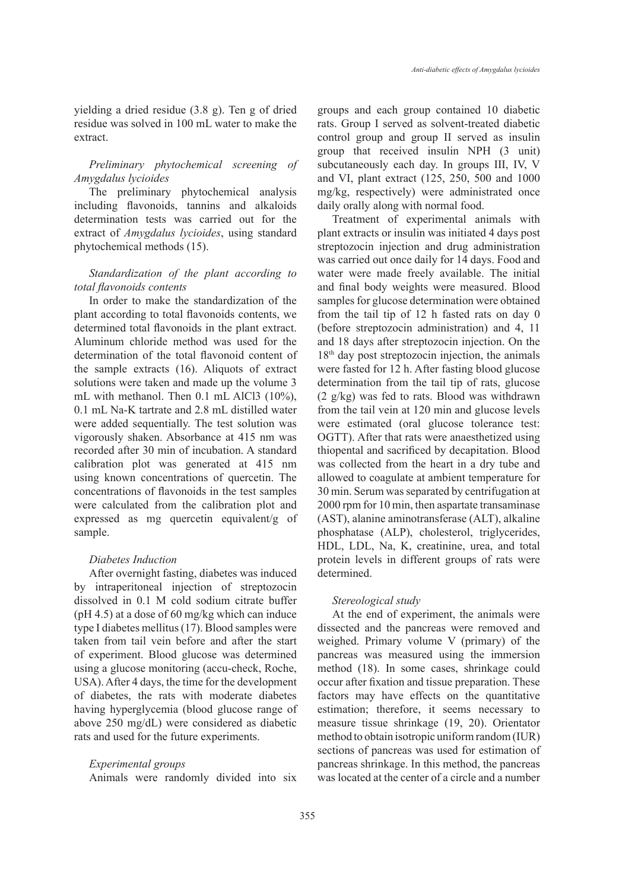yielding a dried residue (3.8 g). Ten g of dried residue was solved in 100 mL water to make the extract.

### *Preliminary phytochemical screening of Amygdalus lycioides*

The preliminary phytochemical analysis including flavonoids, tannins and alkaloids determination tests was carried out for the extract of *Amygdalus lycioides*, using standard phytochemical methods (15).

### *Standardization of the plant according to total flavonoids contents*

In order to make the standardization of the plant according to total flavonoids contents, we determined total flavonoids in the plant extract. Aluminum chloride method was used for the determination of the total flavonoid content of the sample extracts (16). Aliquots of extract solutions were taken and made up the volume 3 mL with methanol. Then 0.1 mL $AlCl_3$ (10%), 0.1 mL Na-K tartrate and 2.8 mL distilled water were added sequentially. The test solution was vigorously shaken. Absorbance at 415 nm was recorded after 30 min of incubation. A standard calibration plot was generated at 415 nm using known concentrations of quercetin. The concentrations of flavonoids in the test samples were calculated from the calibration plot and expressed as mg quercetin equivalent/g of sample.

### *Diabetes Induction*

After overnight fasting, diabetes was induced by intraperitoneal injection of streptozocin dissolved in 0.1 M cold sodium citrate buffer (pH 4.5) at a dose of 60 mg/kg which can induce type I diabetes mellitus (17). Blood samples were taken from tail vein before and after the start of experiment. Blood glucose was determined using a glucose monitoring (accu-check, Roche, USA). After 4 days, the time for the development of diabetes, the rats with moderate diabetes having hyperglycemia (blood glucose range of above 250 mg/dL) were considered as diabetic rats and used for the future experiments.

### *Experimental groups*

Animals were randomly divided into six groups and each group contained 10 diabetic rats. Group I served as solvent-treated diabetic control group and group II served as insulin group that received insulin NPH (3 unit) subcutaneously each day. In groups III, IV, V and VI, plant extract (125, 250, 500 and 1000 mg/kg, respectively) were administrated once daily orally along with normal food.

Treatment of experimental animals with plant extracts or insulin was initiated 4 days post streptozocin injection and drug administration was carried out once daily for 14 days. Food and water were made freely available. The initial and final body weights were measured. Blood samples for glucose determination were obtained from the tail tip of 12 h fasted rats on day 0 (before streptozocin administration) and 4, 11 and 18 days after streptozocin injection. On the 18$^{th}$ day post streptozocin injection, the animals were fasted for 12 h. After fasting blood glucose determination from the tail tip of rats, glucose (2 g/kg) was fed to rats. Blood was withdrawn from the tail vein at 120 min and glucose levels were estimated (oral glucose tolerance test: OGTT). After that rats were anaesthetized using thiopental and sacrificed by decapitation. Blood was collected from the heart in a dry tube and allowed to coagulate at ambient temperature for 30 min. Serum was separated by centrifugation at 2000 rpm for 10 min, then aspartate transaminase (AST), alanine aminotransferase (ALT), alkaline phosphatase (ALP), cholesterol, triglycerides, HDL, LDL, Na, K, creatinine, urea, and total protein levels in different groups of rats were determined.

### *Stereological study*

At the end of experiment, the animals were dissected and the pancreas were removed and weighed. Primary volume V (primary) of the pancreas was measured using the immersion method (18). In some cases, shrinkage could occur after fixation and tissue preparation. These factors may have effects on the quantitative estimation; therefore, it seems necessary to measure tissue shrinkage (19, 20). Orientator method to obtain isotropic uniform random (IUR) sections of pancreas was used for estimation of pancreas shrinkage. In this method, the pancreas was located at the center of a circle and a number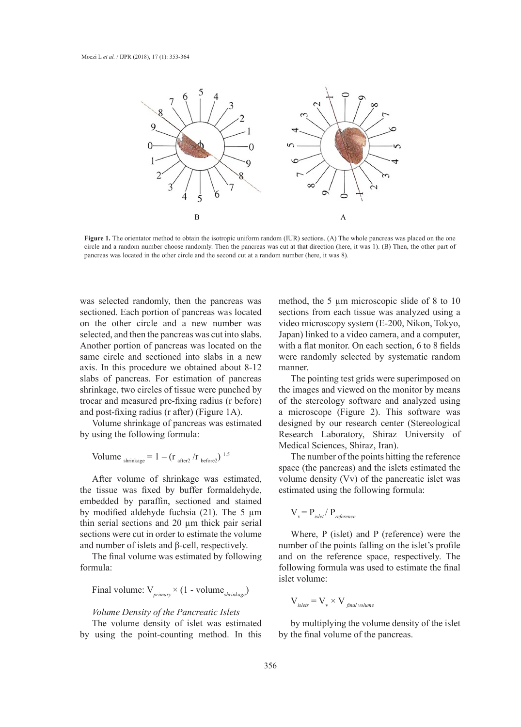B

A

**Figure 1.** The orientator method to obtain the isotropic uniform random (IUR) sections. (A) The whole pancreas was placed on the one circle and a random number choose randomly. Then the pancreas was cut at that direction (here, it was 1). (B) Then, the other part of pancreas was located in the other circle and the second cut at a random number (here, it was 8).

was selected randomly, then the pancreas was sectioned. Each portion of pancreas was located on the other circle and a new number was selected, and then the pancreas was cut into slabs. Another portion of pancreas was located on the same circle and sectioned into slabs in a new axis. In this procedure we obtained about 8-12 slabs of pancreas. For estimation of pancreas shrinkage, two circles of tissue were punched by trocar and measured pre-fixing radius (r before) and post-fixing radius (r after) (Figure 1A).

Volume shrinkage of pancreas was estimated by using the following formula:

$$\text{Volume}_{\text{shrinkage}} = 1 - (r_{\text{after2}} / r_{\text{before2}})^{1.5}$$

After volume of shrinkage was estimated, the tissue was fixed by buffer formaldehyde, embedded by paraffin, sectioned and stained by modified aldehyde fuchsia (21). The 5 µm thin serial sections and 20 µm thick pair serial sections were cut in order to estimate the volume and number of islets and β-cell, respectively.

The final volume was estimated by following formula:

$$\text{Final volume: } V_{primary} \times (1 - \text{volume}_{shrinkage})$$

*Volume Density of the Pancreatic Islets*

The volume density of islet was estimated by using the point-counting method. In this method, the 5 µm microscopic slide of 8 to 10 sections from each tissue was analyzed using a video microscopy system (E-200, Nikon, Tokyo, Japan) linked to a video camera, and a computer, with a flat monitor. On each section, 6 to 8 fields were randomly selected by systematic random manner.

The pointing test grids were superimposed on the images and viewed on the monitor by means of the stereology software and analyzed using a microscope (Figure 2). This software was designed by our research center (Stereological Research Laboratory, Shiraz University of Medical Sciences, Shiraz, Iran).

The number of the points hitting the reference space (the pancreas) and the islets estimated the volume density (Vv) of the pancreatic islet was estimated using the following formula:

$$V_v = P_{islet} / P_{reference}$$

Where, P (islet) and P (reference) were the number of the points falling on the islet's profile and on the reference space, respectively. The following formula was used to estimate the final islet volume:

$$V_{islets} = V_v \times V_{final\ volume}$$

by multiplying the volume density of the islet by the final volume of the pancreas.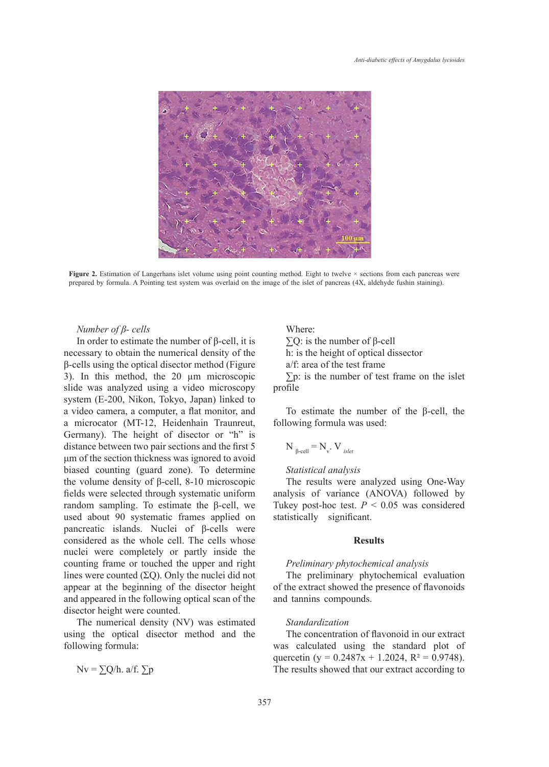Figure 2. Estimation of Langerhans islet volume using point counting method. Eight to twelve × sections from each pancreas were prepared by formula. A Pointing test system was overlaid on the image of the islet of pancreas (4X, aldehyde fushin staining).

*Number of β- cells*

In order to estimate the number of β-cell, it is necessary to obtain the numerical density of the β-cells using the optical disector method (Figure 3). In this method, the 20 µm microscopic slide was analyzed using a video microscopy system (E-200, Nikon, Tokyo, Japan) linked to a video camera, a computer, a flat monitor, and a microcator (MT-12, Heidenhain Traunreut, Germany). The height of disector or "h" is distance between two pair sections and the first 5 µm of the section thickness was ignored to avoid biased counting (guard zone). To determine the volume density of β-cell, 8-10 microscopic fields were selected through systematic uniform random sampling. To estimate the β-cell, we used about 90 systematic frames applied on pancreatic islands. Nuclei of β-cells were considered as the whole cell. The cells whose nuclei were completely or partly inside the counting frame or touched the upper and right lines were counted (ΣQ). Only the nuclei did not appear at the beginning of the disector height and appeared in the following optical scan of the disector height were counted.

The numerical density (NV) was estimated using the optical disector method and the following formula:

$$N_v = \sum Q / h . a/f . \sum p$$

Where:

∑Q: is the number of β-cell

h: is the height of optical dissector

a/f: area of the test frame

∑p: is the number of test frame on the islet profile

To estimate the number of the β-cell, the following formula was used:

$$N_{\beta\text{-cell}} = N_v . V_{islet}$$

*Statistical analysis*

The results were analyzed using One-Way analysis of variance (ANOVA) followed by Tukey post-hoc test. $P < 0.05$ was considered statistically significant.

## Results

*Preliminary phytochemical analysis*

The preliminary phytochemical evaluation of the extract showed the presence of flavonoids and tannins compounds.

*Standardization*

The concentration of flavonoid in our extract was calculated using the standard plot of quercetin ($y = 0.2487x + 1.2024$, $R^2 = 0.9748$). The results showed that our extract according to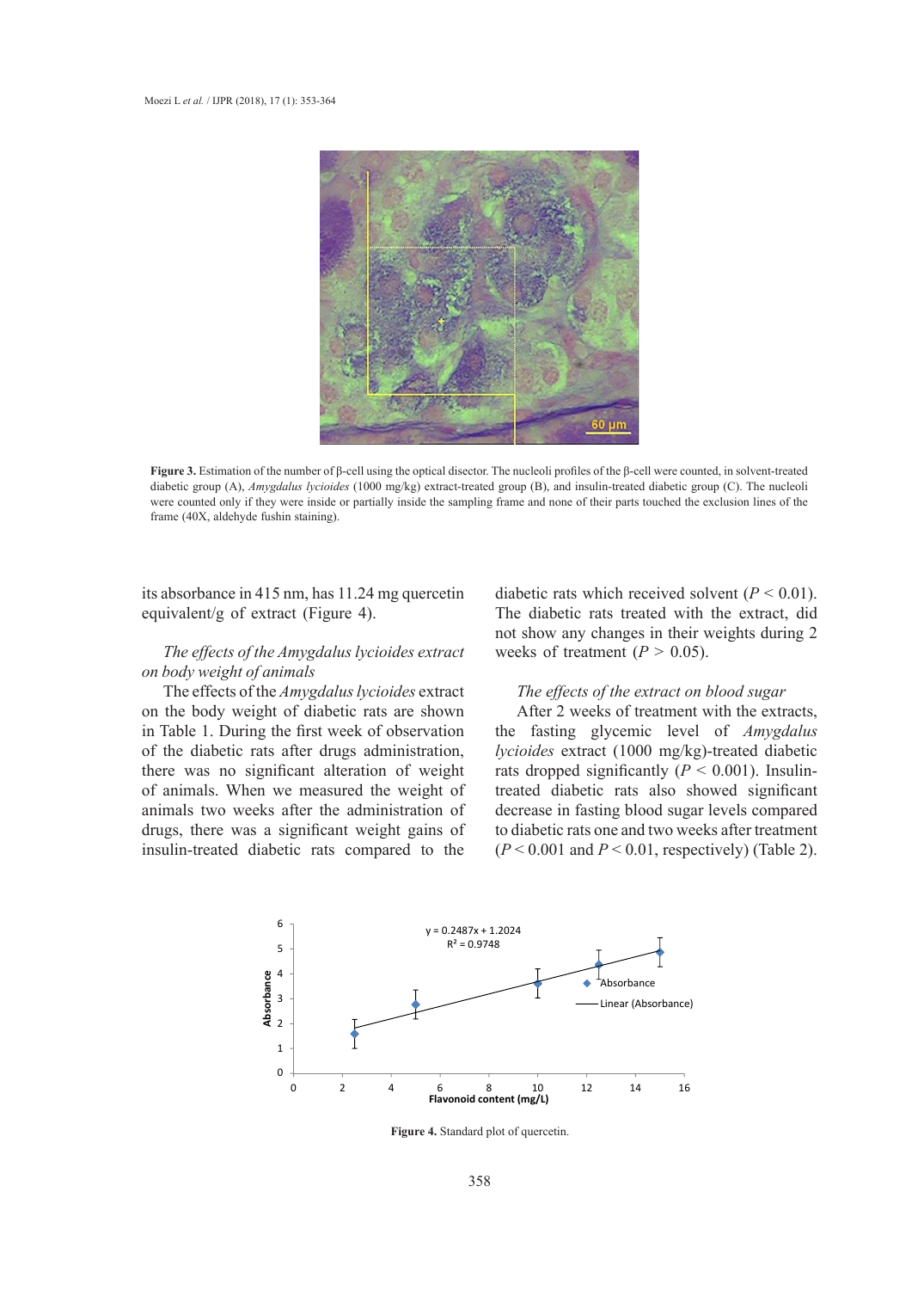Figure 3. Estimation of the number of β-cell using the optical disector. The nucleoli profiles of the β-cell were counted, in solvent-treated diabetic group (A), *Amygdalus lycioides* (1000 mg/kg) extract-treated group (B), and insulin-treated diabetic group (C). The nucleoli were counted only if they were inside or partially inside the sampling frame and none of their parts touched the exclusion lines of the frame (40X, aldehyde fushin staining).

its absorbance in 415 nm, has 11.24 mg quercetin equivalent/g of extract (Figure 4).

*The effects of the Amygdalus lycioides extract on body weight of animals*

The effects of the *Amygdalus lycioides* extract on the body weight of diabetic rats are shown in Table 1. During the first week of observation of the diabetic rats after drugs administration, there was no significant alteration of weight of animals. When we measured the weight of animals two weeks after the administration of drugs, there was a significant weight gains of insulin-treated diabetic rats compared to the diabetic rats which received solvent ($P < 0.01$). The diabetic rats treated with the extract, did not show any changes in their weights during 2 weeks of treatment ($P > 0.05$).

*The effects of the extract on blood sugar*

After 2 weeks of treatment with the extracts, the fasting glycemic level of *Amygdalus lycioides* extract (1000 mg/kg)-treated diabetic rats dropped significantly ($P < 0.001$). Insulin-treated diabetic rats also showed significant decrease in fasting blood sugar levels compared to diabetic rats one and two weeks after treatment ($P < 0.001$ and $P < 0.01$, respectively) (Table 2).

y = 0.2487x + 1.2024
R² = 0.9748
Absorbance
Linear (Absorbance)
Absorbance
Flavonoid content (mg/L)
0 2 4 6 8 10 12 14 16
0 1 2 3 4 5 6

Figure 4. Standard plot of quercetin.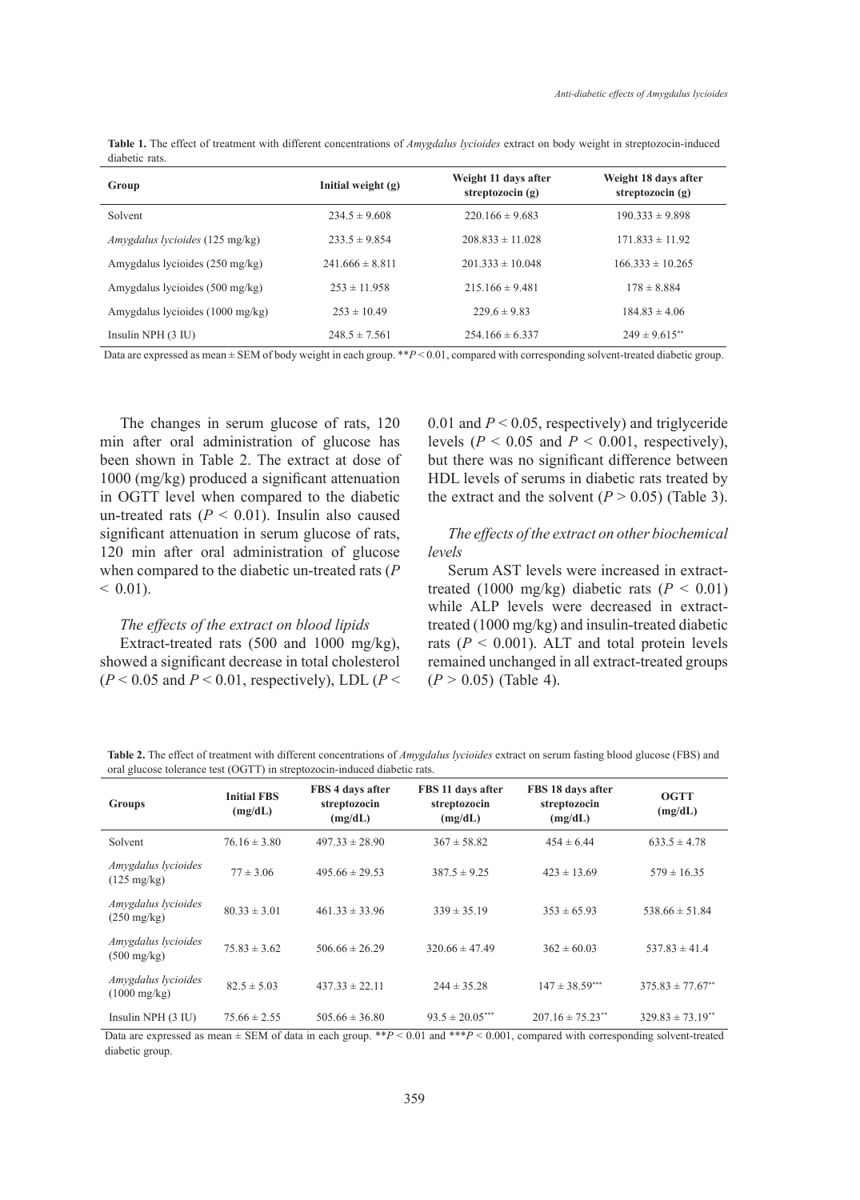**Table 1.** The effect of treatment with different concentrations of *Amygdalus lycioides* extract on body weight in streptozocin-induced diabetic rats.

| Group | Initial weight (g) | Weight 11 days after streptozocin (g) | Weight 18 days after streptozocin (g) |
|---|---|---|---|
| Solvent | 234.5 ± 9.608 | 220.166 ± 9.683 | 190.333 ± 9.898 |
| *Amygdalus lycioides* (125 mg/kg) | 233.5 ± 9.854 | 208.833 ± 11.028 | 171.833 ± 11.92 |
| Amygdalus lycioides (250 mg/kg) | 241.666 ± 8.811 | 201.333 ± 10.048 | 166.333 ± 10.265 |
| Amygdalus lycioides (500 mg/kg) | 253 ± 11.958 | 215.166 ± 9.481 | 178 ± 8.884 |
| Amygdalus lycioides (1000 mg/kg) | 253 ± 10.49 | 229.6 ± 9.83 | 184.83 ± 4.06 |
| Insulin NPH (3 IU) | 248.5 ± 7.561 | 254.166 ± 6.337 | 249 ± 9.615** |

Data are expressed as mean ± SEM of body weight in each group. ***P* < 0.01, compared with corresponding solvent-treated diabetic group.

The changes in serum glucose of rats, 120 min after oral administration of glucose has been shown in Table 2. The extract at dose of 1000 (mg/kg) produced a significant attenuation in OGTT level when compared to the diabetic un-treated rats ($P < 0.01$). Insulin also caused significant attenuation in serum glucose of rats, 120 min after oral administration of glucose when compared to the diabetic un-treated rats ($P < 0.01$).

*The effects of the extract on blood lipids*

Extract-treated rats (500 and 1000 mg/kg), showed a significant decrease in total cholesterol ($P < 0.05$ and $P < 0.01$, respectively), LDL ($P < 0.01$ and $P < 0.05$, respectively) and triglyceride levels ($P < 0.05$ and $P < 0.001$, respectively), but there was no significant difference between HDL levels of serums in diabetic rats treated by the extract and the solvent ($P > 0.05$) (Table 3).

*The effects of the extract on other biochemical levels*

Serum AST levels were increased in extract-treated (1000 mg/kg) diabetic rats ($P < 0.01$) while ALP levels were decreased in extract-treated (1000 mg/kg) and insulin-treated diabetic rats ($P < 0.001$). ALT and total protein levels remained unchanged in all extract-treated groups ($P > 0.05$) (Table 4).

**Table 2.** The effect of treatment with different concentrations of *Amygdalus lycioides* extract on serum fasting blood glucose (FBS) and oral glucose tolerance test (OGTT) in streptozocin-induced diabetic rats.

| Groups | Initial FBS (mg/dL) | FBS 4 days after streptozocin (mg/dL) | FBS 11 days after streptozocin (mg/dL) | FBS 18 days after streptozocin (mg/dL) | OGTT (mg/dL) |
|---|---|---|---|---|---|
| Solvent | 76.16 ± 3.80 | 497.33 ± 28.90 | 367 ± 58.82 | 454 ± 6.44 | 633.5 ± 4.78 |
| *Amygdalus lycioides* (125 mg/kg) | 77 ± 3.06 | 495.66 ± 29.53 | 387.5 ± 9.25 | 423 ± 13.69 | 579 ± 16.35 |
| *Amygdalus lycioides* (250 mg/kg) | 80.33 ± 3.01 | 461.33 ± 33.96 | 339 ± 35.19 | 353 ± 65.93 | 538.66 ± 51.84 |
| *Amygdalus lycioides* (500 mg/kg) | 75.83 ± 3.62 | 506.66 ± 26.29 | 320.66 ± 47.49 | 362 ± 60.03 | 537.83 ± 41.4 |
| *Amygdalus lycioides* (1000 mg/kg) | 82.5 ± 5.03 | 437.33 ± 22.11 | 244 ± 35.28 | 147 ± 38.59*** | 375.83 ± 77.67** |
| Insulin NPH (3 IU) | 75.66 ± 2.55 | 505.66 ± 36.80 | 93.5 ± 20.05*** | 207.16 ± 75.23** | 329.83 ± 73.19** |

Data are expressed as mean ± SEM of data in each group. ***P* < 0.01 and ****P* < 0.001, compared with corresponding solvent-treated diabetic group.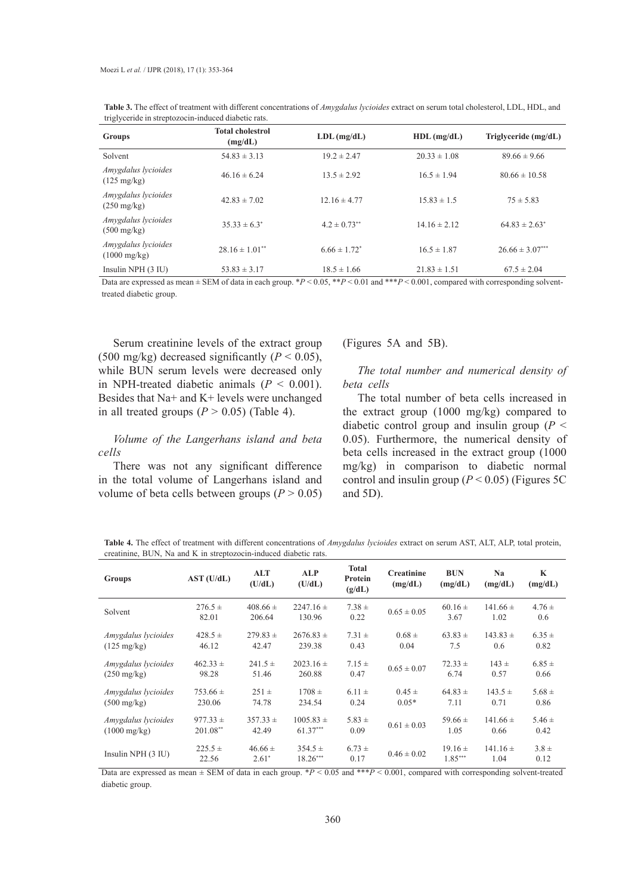**Table 3.** The effect of treatment with different concentrations of *Amygdalus lycioides* extract on serum total cholesterol, LDL, HDL, and triglyceride in streptozocin-induced diabetic rats.

| Groups | Total cholestrol (mg/dL) | LDL (mg/dL) | HDL (mg/dL) | Triglyceride (mg/dL) |
|---|---|---|---|---|
| Solvent | 54.83 ± 3.13 | 19.2 ± 2.47 | 20.33 ± 1.08 | 89.66 ± 9.66 |
| *Amygdalus lycioides* (125 mg/kg) | 46.16 ± 6.24 | 13.5 ± 2.92 | 16.5 ± 1.94 | 80.66 ± 10.58 |
| *Amygdalus lycioides* (250 mg/kg) | 42.83 ± 7.02 | 12.16 ± 4.77 | 15.83 ± 1.5 | 75 ± 5.83 |
| *Amygdalus lycioides* (500 mg/kg) | 35.33 ± 6.3* | 4.2 ± 0.73** | 14.16 ± 2.12 | 64.83 ± 2.63* |
| *Amygdalus lycioides* (1000 mg/kg) | 28.16 ± 1.01** | 6.66 ± 1.72* | 16.5 ± 1.87 | 26.66 ± 3.07*** |
| Insulin NPH (3 IU) | 53.83 ± 3.17 | 18.5 ± 1.66 | 21.83 ± 1.51 | 67.5 ± 2.04 |

Data are expressed as mean ± SEM of data in each group. *$P < 0.05$, **$P < 0.01$ and ***$P < 0.001$, compared with corresponding solvent-treated diabetic group.

Serum creatinine levels of the extract group (500 mg/kg) decreased significantly ($P < 0.05$), while BUN serum levels were decreased only in NPH-treated diabetic animals ($P < 0.001$). Besides that $Na^+$ and $K^+$ levels were unchanged in all treated groups ($P > 0.05$) (Table 4).

*Volume of the Langerhans island and beta cells*

There was not any significant difference in the total volume of Langerhans island and volume of beta cells between groups ($P > 0.05$) (Figures 5A and 5B).

*The total number and numerical density of beta cells*

The total number of beta cells increased in the extract group (1000 mg/kg) compared to diabetic control group and insulin group ($P < 0.05$). Furthermore, the numerical density of beta cells increased in the extract group (1000 mg/kg) in comparison to diabetic normal control and insulin group ($P < 0.05$) (Figures 5C and 5D).

**Table 4.** The effect of treatment with different concentrations of *Amygdalus lycioides* extract on serum AST, ALT, ALP, total protein, creatinine, BUN, Na and K in streptozocin-induced diabetic rats.

| Groups | AST (U/dL) | ALT (U/dL) | ALP (U/dL) | Total Protein (g/dL) | Creatinine (mg/dL) | BUN (mg/dL) | Na (mg/dL) | K (mg/dL) |
|---|---|---|---|---|---|---|---|---|
| Solvent | 276.5 ± 82.01 | 408.66 ± 206.64 | 2247.16 ± 130.96 | 7.38 ± 0.22 | 0.65 ± 0.05 | 60.16 ± 3.67 | 141.66 ± 1.02 | 4.76 ± 0.6 |
| *Amygdalus lycioides* (125 mg/kg) | 428.5 ± 46.12 | 279.83 ± 42.47 | 2676.83 ± 239.38 | 7.31 ± 0.43 | 0.68 ± 0.04 | 63.83 ± 7.5 | 143.83 ± 0.6 | 6.35 ± 0.82 |
| *Amygdalus lycioides* (250 mg/kg) | 462.33 ± 98.28 | 241.5 ± 51.46 | 2023.16 ± 260.88 | 7.15 ± 0.47 | 0.65 ± 0.07 | 72.33 ± 6.74 | 143 ± 0.57 | 6.85 ± 0.66 |
| *Amygdalus lycioides* (500 mg/kg) | 753.66 ± 230.06 | 251 ± 74.78 | 1708 ± 234.54 | 6.11 ± 0.24 | 0.45 ± 0.05* | 64.83 ± 7.11 | 143.5 ± 0.71 | 5.68 ± 0.86 |
| *Amygdalus lycioides* (1000 mg/kg) | 977.33 ± 201.08** | 357.33 ± 42.49 | 1005.83 ± 61.37*** | 5.83 ± 0.09 | 0.61 ± 0.03 | 59.66 ± 1.05 | 141.66 ± 0.66 | 5.46 ± 0.42 |
| Insulin NPH (3 IU) | 225.5 ± 22.56 | 46.66 ± 2.61* | 354.5 ± 18.26*** | 6.73 ± 0.17 | 0.46 ± 0.02 | 19.16 ± 1.85*** | 141.16 ± 1.04 | 3.8 ± 0.12 |

Data are expressed as mean ± SEM of data in each group. *$P < 0.05$ and ***$P < 0.001$, compared with corresponding solvent-treated diabetic group.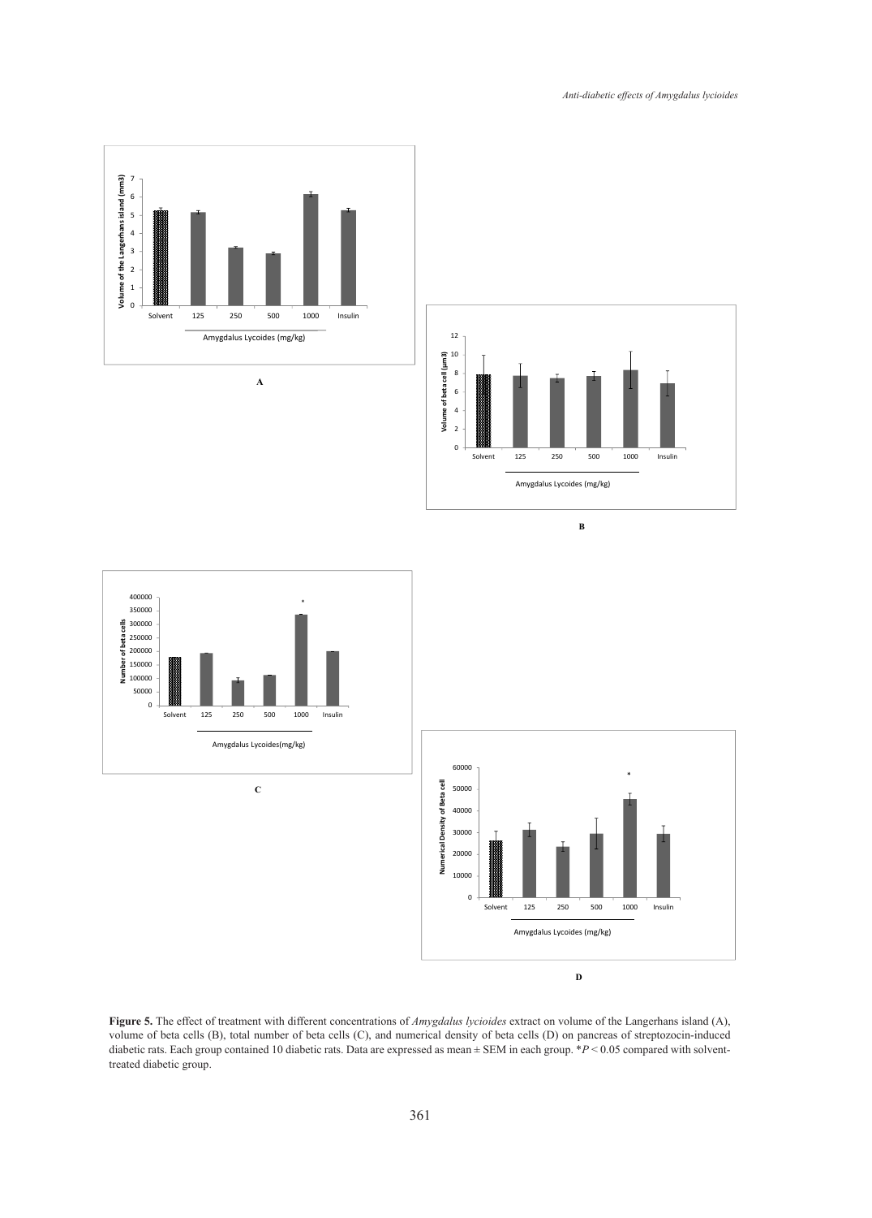Volume of the Langerhans island (mm3)
7
6
5
4
3
2
1
0
Solvent 125 250 500 1000 Insulin
Amygdalus Lycoides (mg/kg)

**A**

Volume of beta cell (µm3)
12
10
8
6
4
2
0
Solvent 125 250 500 1000 Insulin
Amygdalus Lycoides (mg/kg)

**B**

Number of beta cells
400000
350000
300000
250000
200000
150000
100000
50000
0
*
Solvent 125 250 500 1000 Insulin
Amygdalus Lycoides(mg/kg)

**C**

Numerical Density of Beta cell
60000
50000
40000
30000
20000
10000
0
*
Solvent 125 250 500 1000 Insulin
Amygdalus Lycoides (mg/kg)

**D**

**Figure 5.** The effect of treatment with different concentrations of *Amygdalus lycioides* extract on volume of the Langerhans island (A), volume of beta cells (B), total number of beta cells (C), and numerical density of beta cells (D) on pancreas of streptozocin-induced diabetic rats. Each group contained 10 diabetic rats. Data are expressed as mean ± SEM in each group. *$P < 0.05$ compared with solvent-treated diabetic group.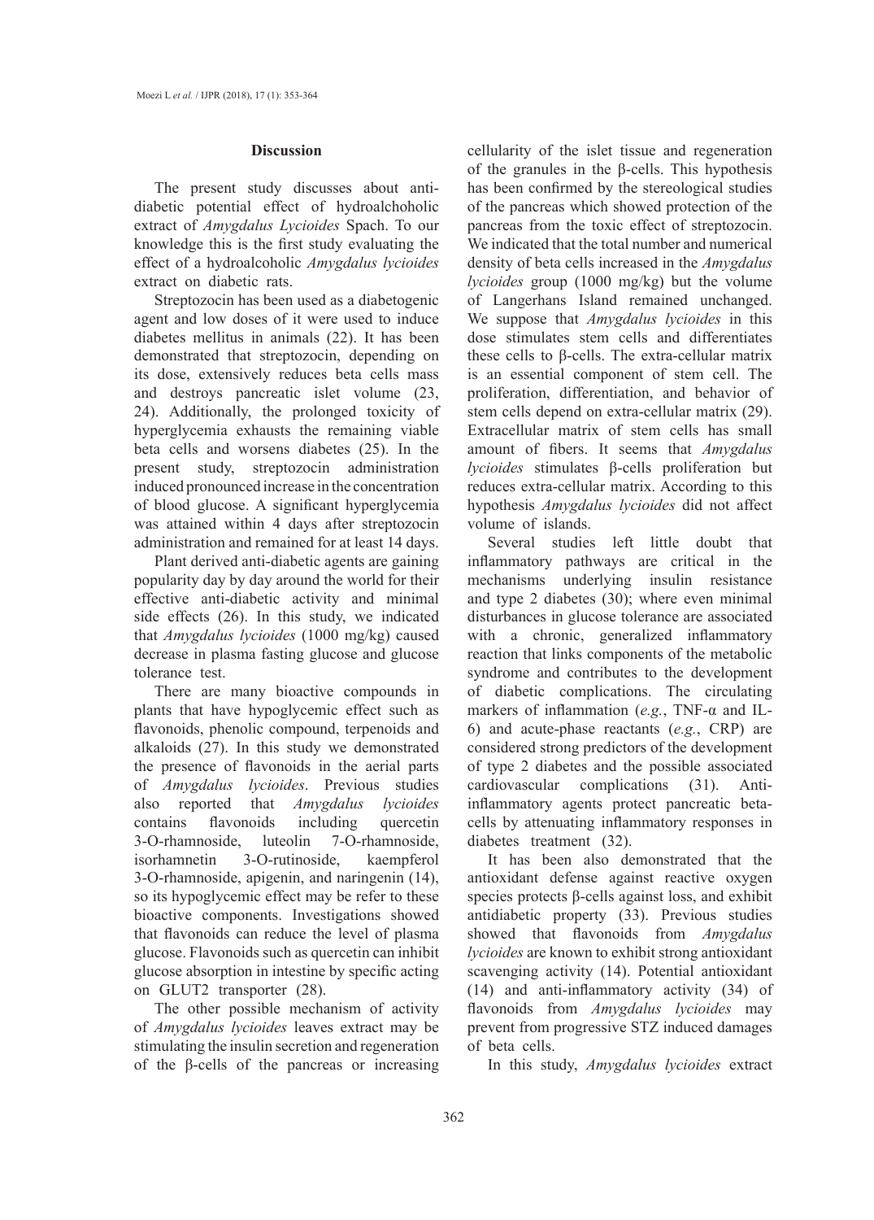## Discussion

The present study discusses about anti-diabetic potential effect of hydroalchoholic extract of *Amygdalus Lycioides* Spach. To our knowledge this is the first study evaluating the effect of a hydroalcoholic *Amygdalus lycioides* extract on diabetic rats.

Streptozocin has been used as a diabetogenic agent and low doses of it were used to induce diabetes mellitus in animals (22). It has been demonstrated that streptozocin, depending on its dose, extensively reduces beta cells mass and destroys pancreatic islet volume (23, 24). Additionally, the prolonged toxicity of hyperglycemia exhausts the remaining viable beta cells and worsens diabetes (25). In the present study, streptozocin administration induced pronounced increase in the concentration of blood glucose. A significant hyperglycemia was attained within 4 days after streptozocin administration and remained for at least 14 days.

Plant derived anti-diabetic agents are gaining popularity day by day around the world for their effective anti-diabetic activity and minimal side effects (26). In this study, we indicated that *Amygdalus lycioides* (1000 mg/kg) caused decrease in plasma fasting glucose and glucose tolerance test.

There are many bioactive compounds in plants that have hypoglycemic effect such as flavonoids, phenolic compound, terpenoids and alkaloids (27). In this study we demonstrated the presence of flavonoids in the aerial parts of *Amygdalus lycioides*. Previous studies also reported that *Amygdalus lycioides* contains flavonoids including quercetin 3-O-rhamnoside, luteolin 7-O-rhamnoside, isorhamnetin 3-O-rutinoside, kaempferol 3-O-rhamnoside, apigenin, and naringenin (14), so its hypoglycemic effect may be refer to these bioactive components. Investigations showed that flavonoids can reduce the level of plasma glucose. Flavonoids such as quercetin can inhibit glucose absorption in intestine by specific acting on GLUT2 transporter (28).

The other possible mechanism of activity of *Amygdalus lycioides* leaves extract may be stimulating the insulin secretion and regeneration of the β-cells of the pancreas or increasing cellularity of the islet tissue and regeneration of the granules in the β-cells. This hypothesis has been confirmed by the stereological studies of the pancreas which showed protection of the pancreas from the toxic effect of streptozocin. We indicated that the total number and numerical density of beta cells increased in the *Amygdalus lycioides* group (1000 mg/kg) but the volume of Langerhans Island remained unchanged. We suppose that *Amygdalus lycioides* in this dose stimulates stem cells and differentiates these cells to β-cells. The extra-cellular matrix is an essential component of stem cell. The proliferation, differentiation, and behavior of stem cells depend on extra-cellular matrix (29). Extracellular matrix of stem cells has small amount of fibers. It seems that *Amygdalus lycioides* stimulates β-cells proliferation but reduces extra-cellular matrix. According to this hypothesis *Amygdalus lycioides* did not affect volume of islands.

Several studies left little doubt that inflammatory pathways are critical in the mechanisms underlying insulin resistance and type 2 diabetes (30); where even minimal disturbances in glucose tolerance are associated with a chronic, generalized inflammatory reaction that links components of the metabolic syndrome and contributes to the development of diabetic complications. The circulating markers of inflammation (*e.g.*, TNF-α and IL-6) and acute-phase reactants (*e.g.*, CRP) are considered strong predictors of the development of type 2 diabetes and the possible associated cardiovascular complications (31). Anti-inflammatory agents protect pancreatic beta-cells by attenuating inflammatory responses in diabetes treatment (32).

It has been also demonstrated that the antioxidant defense against reactive oxygen species protects β-cells against loss, and exhibit antidiabetic property (33). Previous studies showed that flavonoids from *Amygdalus lycioides* are known to exhibit strong antioxidant scavenging activity (14). Potential antioxidant (14) and anti-inflammatory activity (34) of flavonoids from *Amygdalus lycioides* may prevent from progressive STZ induced damages of beta cells.

In this study, *Amygdalus lycioides* extract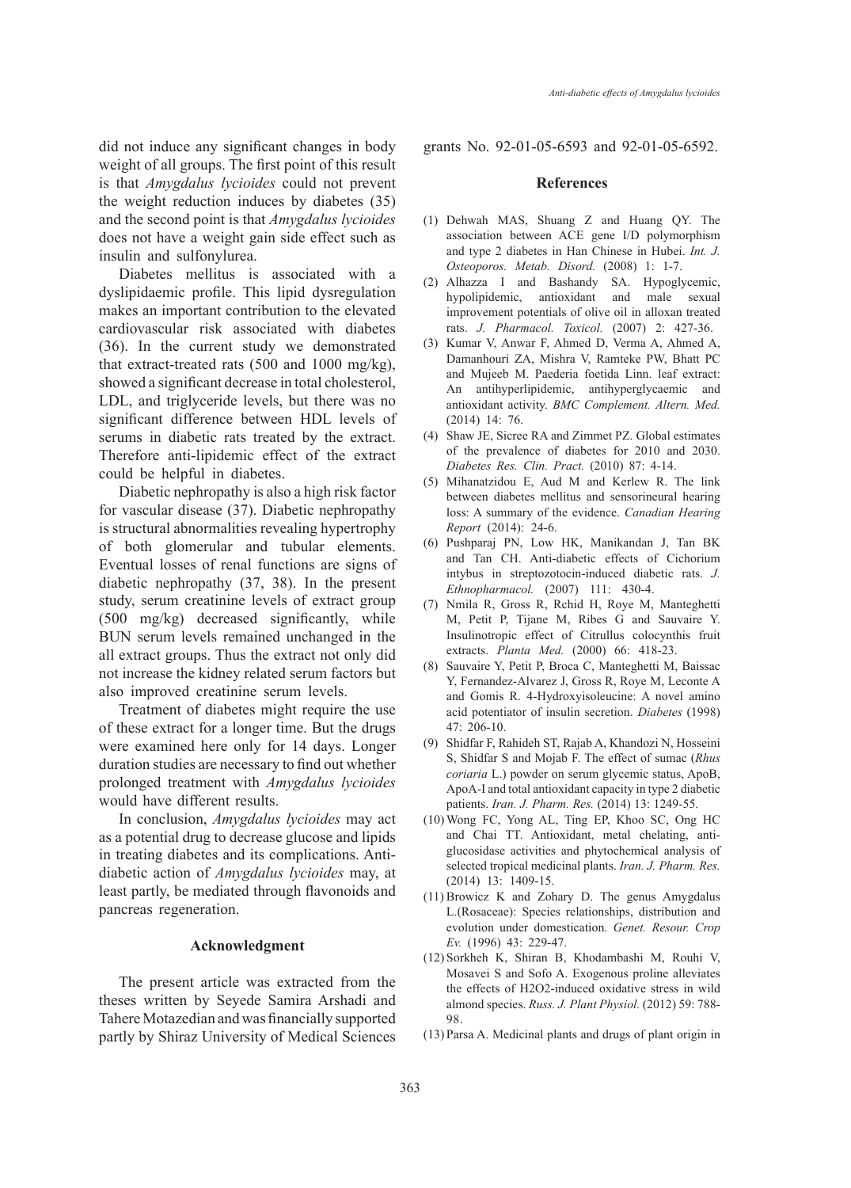did not induce any significant changes in body weight of all groups. The first point of this result is that *Amygdalus lycioides* could not prevent the weight reduction induces by diabetes (35) and the second point is that *Amygdalus lycioides* does not have a weight gain side effect such as insulin and sulfonylurea.

Diabetes mellitus is associated with a dyslipidaemic profile. This lipid dysregulation makes an important contribution to the elevated cardiovascular risk associated with diabetes (36). In the current study we demonstrated that extract-treated rats (500 and 1000 mg/kg), showed a significant decrease in total cholesterol, LDL, and triglyceride levels, but there was no significant difference between HDL levels of serums in diabetic rats treated by the extract. Therefore anti-lipidemic effect of the extract could be helpful in diabetes.

Diabetic nephropathy is also a high risk factor for vascular disease (37). Diabetic nephropathy is structural abnormalities revealing hypertrophy of both glomerular and tubular elements. Eventual losses of renal functions are signs of diabetic nephropathy (37, 38). In the present study, serum creatinine levels of extract group (500 mg/kg) decreased significantly, while BUN serum levels remained unchanged in the all extract groups. Thus the extract not only did not increase the kidney related serum factors but also improved creatinine serum levels.

Treatment of diabetes might require the use of these extract for a longer time. But the drugs were examined here only for 14 days. Longer duration studies are necessary to find out whether prolonged treatment with *Amygdalus lycioides* would have different results.

In conclusion, *Amygdalus lycioides* may act as a potential drug to decrease glucose and lipids in treating diabetes and its complications. Anti-diabetic action of *Amygdalus lycioides* may, at least partly, be mediated through flavonoids and pancreas regeneration.

## Acknowledgment

The present article was extracted from the theses written by Seyede Samira Arshadi and Tahere Motazedian and was financially supported partly by Shiraz University of Medical Sciences grants No. 92-01-05-6593 and 92-01-05-6592.

## References

(1) Dehwah MAS, Shuang Z and Huang QY. The association between ACE gene I/D polymorphism and type 2 diabetes in Han Chinese in Hubei. *Int. J. Osteoporos. Metab. Disord.* (2008) 1: 1-7.

(2) Alhazza I and Bashandy SA. Hypoglycemic, hypolipidemic, antioxidant and male sexual improvement potentials of olive oil in alloxan treated rats. *J. Pharmacol. Toxicol.* (2007) 2: 427-36.

(3) Kumar V, Anwar F, Ahmed D, Verma A, Ahmed A, Damanhouri ZA, Mishra V, Ramteke PW, Bhatt PC and Mujeeb M. Paederia foetida Linn. leaf extract: An antihyperlipidemic, antihyperglycaemic and antioxidant activity. *BMC Complement. Altern. Med.* (2014) 14: 76.

(4) Shaw JE, Sicree RA and Zimmet PZ. Global estimates of the prevalence of diabetes for 2010 and 2030. *Diabetes Res. Clin. Pract.* (2010) 87: 4-14.

(5) Mihanatzidou E, Aud M and Kerlew R. The link between diabetes mellitus and sensorineural hearing loss: A summary of the evidence. *Canadian Hearing Report* (2014): 24-6.

(6) Pushparaj PN, Low HK, Manikandan J, Tan BK and Tan CH. Anti-diabetic effects of Cichorium intybus in streptozotocin-induced diabetic rats. *J. Ethnopharmacol.* (2007) 111: 430-4.

(7) Nmila R, Gross R, Rchid H, Roye M, Manteghetti M, Petit P, Tijane M, Ribes G and Sauvaire Y. Insulinotropic effect of Citrullus colocynthis fruit extracts. *Planta Med.* (2000) 66: 418-23.

(8) Sauvaire Y, Petit P, Broca C, Manteghetti M, Baissac Y, Fernandez-Alvarez J, Gross R, Roye M, Leconte A and Gomis R. 4-Hydroxyisoleucine: A novel amino acid potentiator of insulin secretion. *Diabetes* (1998) 47: 206-10.

(9) Shidfar F, Rahideh ST, Rajab A, Khandozi N, Hosseini S, Shidfar S and Mojab F. The effect of sumac (*Rhus coriaria* L.) powder on serum glycemic status, ApoB, ApoA-I and total antioxidant capacity in type 2 diabetic patients. *Iran. J. Pharm. Res.* (2014) 13: 1249-55.

(10) Wong FC, Yong AL, Ting EP, Khoo SC, Ong HC and Chai TT. Antioxidant, metal chelating, anti-glucosidase activities and phytochemical analysis of selected tropical medicinal plants. *Iran. J. Pharm. Res.* (2014) 13: 1409-15.

(11) Browicz K and Zohary D. The genus Amygdalus L.(Rosaceae): Species relationships, distribution and evolution under domestication. *Genet. Resour. Crop Ev.* (1996) 43: 229-47.

(12) Sorkheh K, Shiran B, Khodambashi M, Rouhi V, Mosavei S and Sofo A. Exogenous proline alleviates the effects of H2O2-induced oxidative stress in wild almond species. *Russ. J. Plant Physiol.* (2012) 59: 788-98.

(13) Parsa A. Medicinal plants and drugs of plant origin in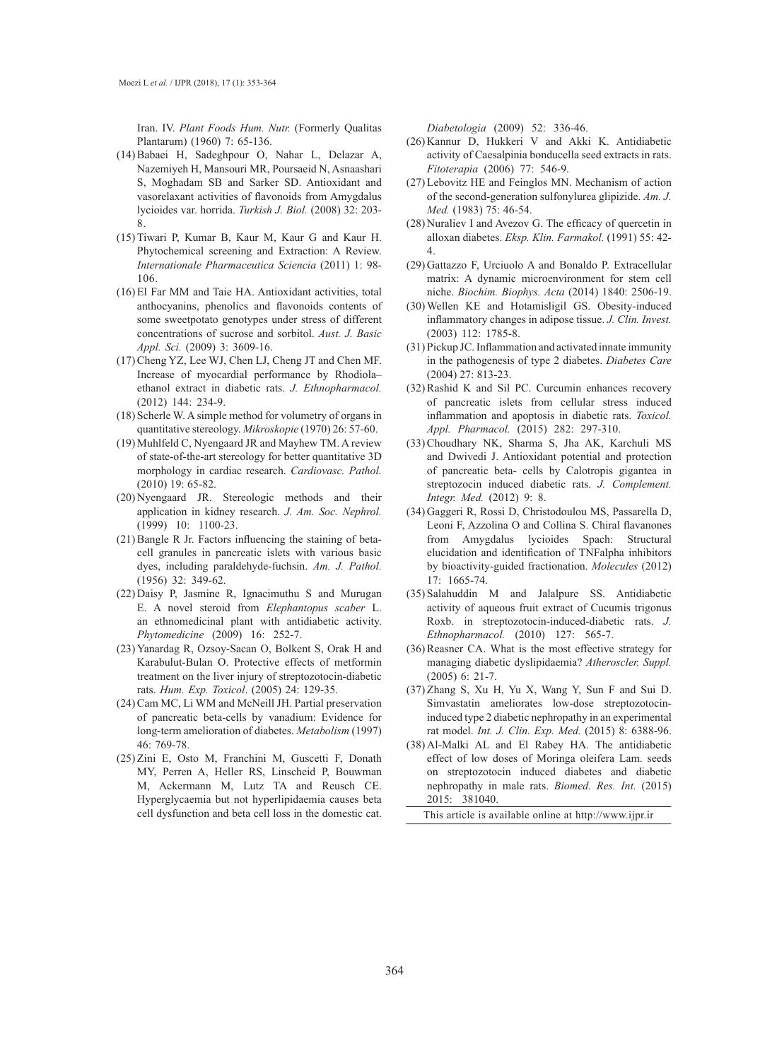Iran. IV. *Plant Foods Hum. Nutr.* (Formerly Qualitas Plantarum) (1960) 7: 65-136.

(14) Babaei H, Sadeghpour O, Nahar L, Delazar A, Nazemiyeh H, Mansouri MR, Poursaeid N, Asnaashari S, Moghadam SB and Sarker SD. Antioxidant and vasorelaxant activities of flavonoids from Amygdalus lycioides var. horrida. *Turkish J. Biol.* (2008) 32: 203-8.

(15) Tiwari P, Kumar B, Kaur M, Kaur G and Kaur H. Phytochemical screening and Extraction: A Review. *Internationale Pharmaceutica Sciencia* (2011) 1: 98-106.

(16) El Far MM and Taie HA. Antioxidant activities, total anthocyanins, phenolics and flavonoids contents of some sweetpotato genotypes under stress of different concentrations of sucrose and sorbitol. *Aust. J. Basic Appl. Sci.* (2009) 3: 3609-16.

(17) Cheng YZ, Lee WJ, Chen LJ, Cheng JT and Chen MF. Increase of myocardial performance by Rhodiola–ethanol extract in diabetic rats. *J. Ethnopharmacol.* (2012) 144: 234-9.

(18) Scherle W. A simple method for volumetry of organs in quantitative stereology. *Mikroskopie* (1970) 26: 57-60.

(19) Muhlfeld C, Nyengaard JR and Mayhew TM. A review of state-of-the-art stereology for better quantitative 3D morphology in cardiac research. *Cardiovasc. Pathol.* (2010) 19: 65-82.

(20) Nyengaard JR. Stereologic methods and their application in kidney research. *J. Am. Soc. Nephrol.* (1999) 10: 1100-23.

(21) Bangle R Jr. Factors influencing the staining of beta-cell granules in pancreatic islets with various basic dyes, including paraldehyde-fuchsin. *Am. J. Pathol.* (1956) 32: 349-62.

(22) Daisy P, Jasmine R, Ignacimuthu S and Murugan E. A novel steroid from *Elephantopus scaber* L. an ethnomedicinal plant with antidiabetic activity. *Phytomedicine* (2009) 16: 252-7.

(23) Yanardag R, Ozsoy-Sacan O, Bolkent S, Orak H and Karabulut-Bulan O. Protective effects of metformin treatment on the liver injury of streptozotocin-diabetic rats. *Hum. Exp. Toxicol*. (2005) 24: 129-35.

(24) Cam MC, Li WM and McNeill JH. Partial preservation of pancreatic beta-cells by vanadium: Evidence for long-term amelioration of diabetes. *Metabolism* (1997) 46: 769-78.

(25) Zini E, Osto M, Franchini M, Guscetti F, Donath MY, Perren A, Heller RS, Linscheid P, Bouwman M, Ackermann M, Lutz TA and Reusch CE. Hyperglycaemia but not hyperlipidaemia causes beta cell dysfunction and beta cell loss in the domestic cat. *Diabetologia* (2009) 52: 336-46.

(26) Kannur D, Hukkeri V and Akki K. Antidiabetic activity of Caesalpinia bonducella seed extracts in rats. *Fitoterapia* (2006) 77: 546-9.

(27) Lebovitz HE and Feinglos MN. Mechanism of action of the second-generation sulfonylurea glipizide. *Am. J. Med.* (1983) 75: 46-54.

(28) Nuraliev I and Avezov G. The efficacy of quercetin in alloxan diabetes. *Eksp. Klin. Farmakol.* (1991) 55: 42-4.

(29) Gattazzo F, Urciuolo A and Bonaldo P. Extracellular matrix: A dynamic microenvironment for stem cell niche. *Biochim. Biophys. Acta* (2014) 1840: 2506-19.

(30) Wellen KE and Hotamisligil GS. Obesity-induced inflammatory changes in adipose tissue. *J. Clin. Invest.* (2003) 112: 1785-8.

(31) Pickup JC. Inflammation and activated innate immunity in the pathogenesis of type 2 diabetes. *Diabetes Care* (2004) 27: 813-23.

(32) Rashid K and Sil PC. Curcumin enhances recovery of pancreatic islets from cellular stress induced inflammation and apoptosis in diabetic rats. *Toxicol. Appl. Pharmacol.* (2015) 282: 297-310.

(33) Choudhary NK, Sharma S, Jha AK, Karchuli MS and Dwivedi J. Antioxidant potential and protection of pancreatic beta- cells by Calotropis gigantea in streptozocin induced diabetic rats. *J. Complement. Integr. Med.* (2012) 9: 8.

(34) Gaggeri R, Rossi D, Christodoulou MS, Passarella D, Leoni F, Azzolina O and Collina S. Chiral flavanones from Amygdalus lycioides Spach: Structural elucidation and identification of TNFalpha inhibitors by bioactivity-guided fractionation. *Molecules* (2012) 17: 1665-74.

(35) Salahuddin M and Jalalpure SS. Antidiabetic activity of aqueous fruit extract of Cucumis trigonus Roxb. in streptozotocin-induced-diabetic rats. *J. Ethnopharmacol.* (2010) 127: 565-7.

(36) Reasner CA. What is the most effective strategy for managing diabetic dyslipidaemia? *Atheroscler. Suppl.* (2005) 6: 21-7.

(37) Zhang S, Xu H, Yu X, Wang Y, Sun F and Sui D. Simvastatin ameliorates low-dose streptozotocin-induced type 2 diabetic nephropathy in an experimental rat model. *Int. J. Clin. Exp. Med.* (2015) 8: 6388-96.

(38) Al-Malki AL and El Rabey HA. The antidiabetic effect of low doses of Moringa oleifera Lam. seeds on streptozotocin induced diabetes and diabetic nephropathy in male rats. *Biomed. Res. Int.* (2015) 2015: 381040.

This article is available online at http://www.ijpr.ir